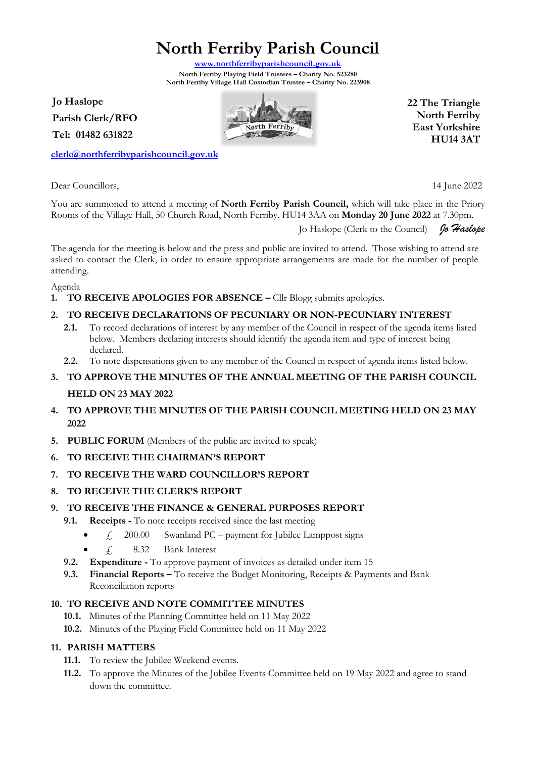# North Ferriby Parish Council

www.northferribyparishcouncil.gov.uk

**North Ferriby Playing Field Trustees – Charity No. 523280**
**North Ferriby Village Hall Custodian Trustee – Charity No. 223908**

**Jo Haslope**
**Parish Clerk/RFO**
**Tel: 01482 631822**

clerk@northferribyparishcouncil.gov.uk

**22 The Triangle**
**North Ferriby**
**East Yorkshire**
**HU14 3AT**

Dear Councillors,

14 June 2022

You are summoned to attend a meeting of **North Ferriby Parish Council,** which will take place in the Priory Rooms of the Village Hall, 50 Church Road, North Ferriby, HU14 3AA on **Monday 20 June 2022** at 7.30pm.

Jo Haslope (Clerk to the Council) *Jo Haslope*

The agenda for the meeting is below and the press and public are invited to attend. Those wishing to attend are asked to contact the Clerk, in order to ensure appropriate arrangements are made for the number of people attending.

Agenda

1. **TO RECEIVE APOLOGIES FOR ABSENCE –** Cllr Blogg submits apologies.
2. **TO RECEIVE DECLARATIONS OF PECUNIARY OR NON-PECUNIARY INTEREST**
   - **2.1.** To record declarations of interest by any member of the Council in respect of the agenda items listed below. Members declaring interests should identify the agenda item and type of interest being declared.
   - **2.2.** To note dispensations given to any member of the Council in respect of agenda items listed below.
3. **TO APPROVE THE MINUTES OF THE ANNUAL MEETING OF THE PARISH COUNCIL HELD ON 23 MAY 2022**
4. **TO APPROVE THE MINUTES OF THE PARISH COUNCIL MEETING HELD ON 23 MAY 2022**
5. **PUBLIC FORUM** (Members of the public are invited to speak)
6. **TO RECEIVE THE CHAIRMAN'S REPORT**
7. **TO RECEIVE THE WARD COUNCILLOR'S REPORT**
8. **TO RECEIVE THE CLERK'S REPORT**
9. **TO RECEIVE THE FINANCE & GENERAL PURPOSES REPORT**
   - **9.1. Receipts -** To note receipts received since the last meeting
     - £ 200.00 Swanland PC – payment for Jubilee Lamppost signs
     - £ 8.32 Bank Interest
   - **9.2. Expenditure -** To approve payment of invoices as detailed under item 15
   - **9.3. Financial Reports –** To receive the Budget Monitoring, Receipts & Payments and Bank Reconciliation reports
10. **TO RECEIVE AND NOTE COMMITTEE MINUTES**
    - **10.1.** Minutes of the Planning Committee held on 11 May 2022
    - **10.2.** Minutes of the Playing Field Committee held on 11 May 2022
11. **PARISH MATTERS**
    - **11.1.** To review the Jubilee Weekend events.
    - **11.2.** To approve the Minutes of the Jubilee Events Committee held on 19 May 2022 and agree to stand down the committee.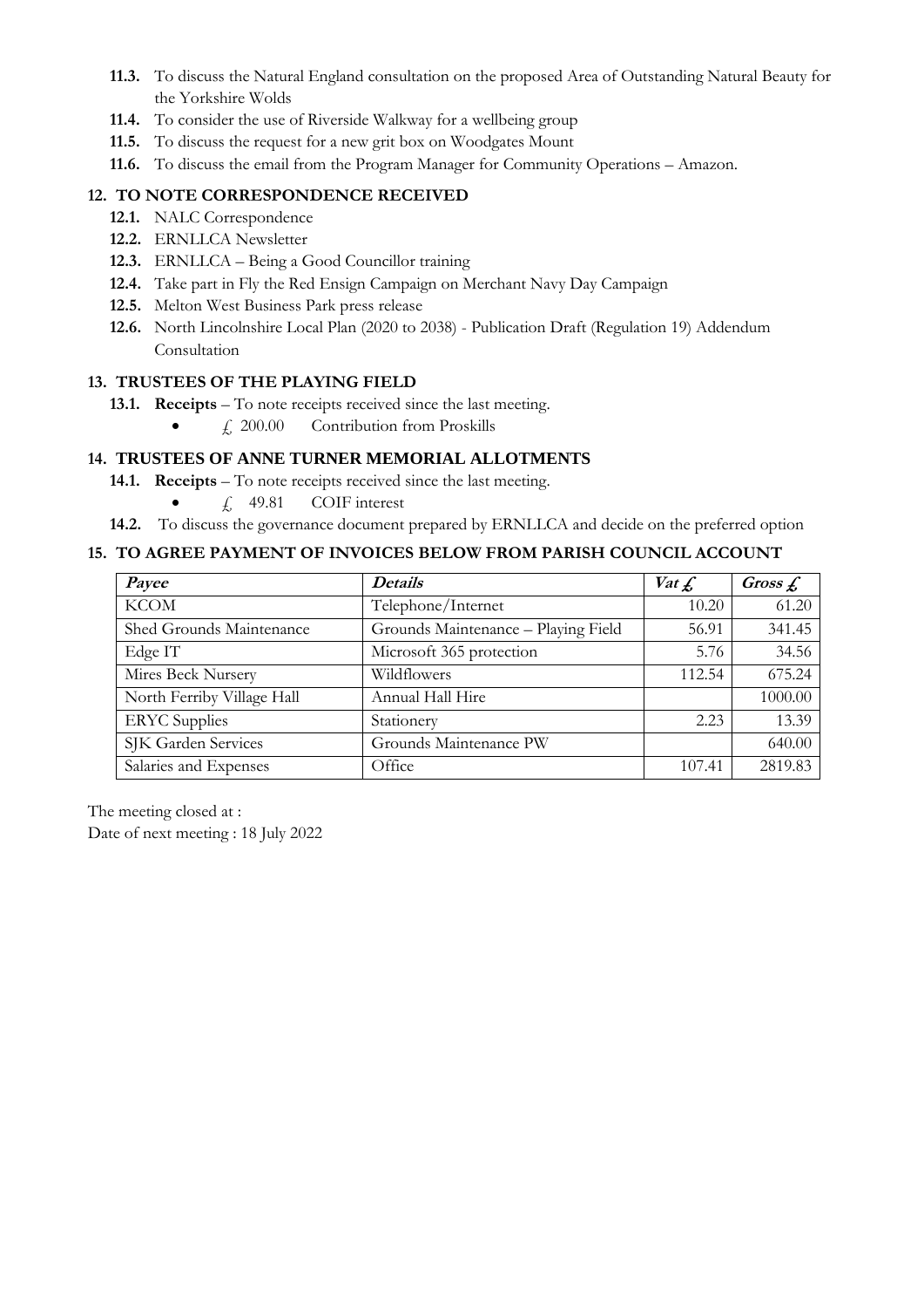- **11.3.** To discuss the Natural England consultation on the proposed Area of Outstanding Natural Beauty for the Yorkshire Wolds
- **11.4.** To consider the use of Riverside Walkway for a wellbeing group
- **11.5.** To discuss the request for a new grit box on Woodgates Mount
- **11.6.** To discuss the email from the Program Manager for Community Operations – Amazon.

## 12. TO NOTE CORRESPONDENCE RECEIVED

- **12.1.** NALC Correspondence
- **12.2.** ERNLLCA Newsletter
- **12.3.** ERNLLCA – Being a Good Councillor training
- **12.4.** Take part in Fly the Red Ensign Campaign on Merchant Navy Day Campaign
- **12.5.** Melton West Business Park press release
- **12.6.** North Lincolnshire Local Plan (2020 to 2038) - Publication Draft (Regulation 19) Addendum Consultation

## 13. TRUSTEES OF THE PLAYING FIELD

- **13.1. Receipts** – To note receipts received since the last meeting.
  - £ 200.00 Contribution from Proskills

## 14. TRUSTEES OF ANNE TURNER MEMORIAL ALLOTMENTS

- **14.1. Receipts** – To note receipts received since the last meeting.
  - £ 49.81 COIF interest
- **14.2.** To discuss the governance document prepared by ERNLLCA and decide on the preferred option

## 15. TO AGREE PAYMENT OF INVOICES BELOW FROM PARISH COUNCIL ACCOUNT

| *Payee* | *Details* | *Vat £* | *Gross £* |
|---|---|---|---|
| KCOM | Telephone/Internet | 10.20 | 61.20 |
| Shed Grounds Maintenance | Grounds Maintenance – Playing Field | 56.91 | 341.45 |
| Edge IT | Microsoft 365 protection | 5.76 | 34.56 |
| Mires Beck Nursery | Wildflowers | 112.54 | 675.24 |
| North Ferriby Village Hall | Annual Hall Hire | | 1000.00 |
| ERYC Supplies | Stationery | 2.23 | 13.39 |
| SJK Garden Services | Grounds Maintenance PW | | 640.00 |
| Salaries and Expenses | Office | 107.41 | 2819.83 |

The meeting closed at :
Date of next meeting : 18 July 2022